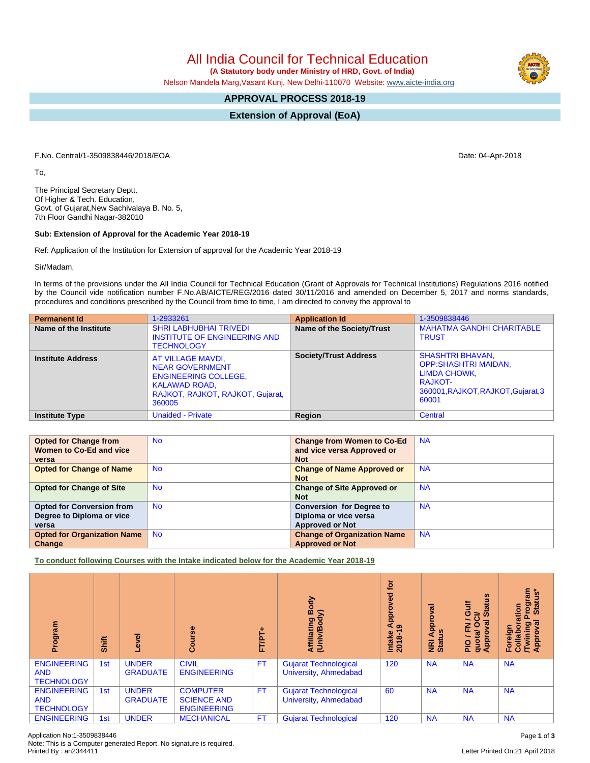# All India Council for Technical Education

**(A Statutory body under Ministry of HRD, Govt. of India)**

Nelson Mandela Marg,Vasant Kunj, New Delhi-110070 Website: www.aicte-india.org

## APPROVAL PROCESS 2018-19

## Extension of Approval (EoA)

F.No. Central/1-3509838446/2018/EOA

Date: 04-Apr-2018

To,

The Principal Secretary Deptt.
Of Higher & Tech. Education,
Govt. of Gujarat,New Sachivalaya B. No. 5,
7th Floor Gandhi Nagar-382010

**Sub: Extension of Approval for the Academic Year 2018-19**

Ref: Application of the Institution for Extension of approval for the Academic Year 2018-19

Sir/Madam,

In terms of the provisions under the All India Council for Technical Education (Grant of Approvals for Technical Institutions) Regulations 2016 notified by the Council vide notification number F.No.AB/AICTE/REG/2016 dated 30/11/2016 and amended on December 5, 2017 and norms standards, procedures and conditions prescribed by the Council from time to time, I am directed to convey the approval to

| **Permanent Id** | 1-2933261 | **Application Id** | 1-3509838446 |
|---|---|---|---|
| **Name of the Institute** | SHRI LABHUBHAI TRIVEDI INSTITUTE OF ENGINEERING AND TECHNOLOGY | **Name of the Society/Trust** | MAHATMA GANDHI CHARITABLE TRUST |
| **Institute Address** | AT VILLAGE MAVDI, NEAR GOVERNMENT ENGINEERING COLLEGE, KALAWAD ROAD, RAJKOT, RAJKOT, RAJKOT, Gujarat, 360005 | **Society/Trust Address** | SHASHTRI BHAVAN, OPP:SHASHTRI MAIDAN, LIMDA CHOWK, RAJKOT-360001,RAJKOT,RAJKOT,Gujarat,360001 |
| **Institute Type** | Unaided - Private | **Region** | Central |

| **Opted for Change from Women to Co-Ed and vice versa** | No | **Change from Women to Co-Ed and vice versa Approved or Not** | NA |
|---|---|---|---|
| **Opted for Change of Name** | No | **Change of Name Approved or Not** | NA |
| **Opted for Change of Site** | No | **Change of Site Approved or Not** | NA |
| **Opted for Conversion from Degree to Diploma or vice versa** | No | **Conversion for Degree to Diploma or vice versa Approved or Not** | NA |
| **Opted for Organization Name Change** | No | **Change of Organization Name Approved or Not** | NA |

**To conduct following Courses with the Intake indicated below for the Academic Year 2018-19**

| Program | Shift | Level | Course | FT/PT+ | Affiliating Body (Univ/Body) | Intake Approved for 2018-19 | NRI Approval Status | PIO / FN / Gulf quota/ OCI/ Approval Status | Foreign Collaboration /Twining Program Approval Status* |
|---|---|---|---|---|---|---|---|---|---|
| ENGINEERING AND TECHNOLOGY | 1st | UNDER GRADUATE | CIVIL ENGINEERING | FT | Gujarat Technological University, Ahmedabad | 120 | NA | NA | NA |
| ENGINEERING AND TECHNOLOGY | 1st | UNDER GRADUATE | COMPUTER SCIENCE AND ENGINEERING | FT | Gujarat Technological University, Ahmedabad | 60 | NA | NA | NA |
| ENGINEERING | 1st | UNDER | MECHANICAL | FT | Gujarat Technological | 120 | NA | NA | NA |

Application No:1-3509838446
Note: This is a Computer generated Report. No signature is required.
Printed By : an2344411

Letter Printed On:21 April 2018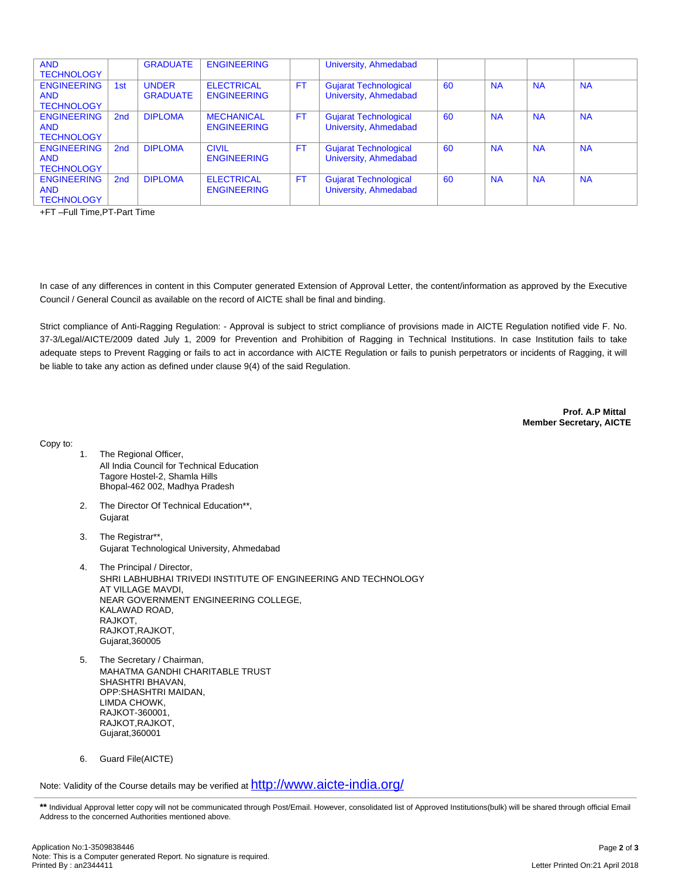| | | | | | | | | | |
|---|---|---|---|---|---|---|---|---|---|
| AND TECHNOLOGY | | GRADUATE | ENGINEERING | | University, Ahmedabad | | | | |
| ENGINEERING AND TECHNOLOGY | 1st | UNDER GRADUATE | ELECTRICAL ENGINEERING | FT | Gujarat Technological University, Ahmedabad | 60 | NA | NA | NA |
| ENGINEERING AND TECHNOLOGY | 2nd | DIPLOMA | MECHANICAL ENGINEERING | FT | Gujarat Technological University, Ahmedabad | 60 | NA | NA | NA |
| ENGINEERING AND TECHNOLOGY | 2nd | DIPLOMA | CIVIL ENGINEERING | FT | Gujarat Technological University, Ahmedabad | 60 | NA | NA | NA |
| ENGINEERING AND TECHNOLOGY | 2nd | DIPLOMA | ELECTRICAL ENGINEERING | FT | Gujarat Technological University, Ahmedabad | 60 | NA | NA | NA |

+FT –Full Time,PT-Part Time

In case of any differences in content in this Computer generated Extension of Approval Letter, the content/information as approved by the Executive Council / General Council as available on the record of AICTE shall be final and binding.

Strict compliance of Anti-Ragging Regulation: - Approval is subject to strict compliance of provisions made in AICTE Regulation notified vide F. No. 37-3/Legal/AICTE/2009 dated July 1, 2009 for Prevention and Prohibition of Ragging in Technical Institutions. In case Institution fails to take adequate steps to Prevent Ragging or fails to act in accordance with AICTE Regulation or fails to punish perpetrators or incidents of Ragging, it will be liable to take any action as defined under clause 9(4) of the said Regulation.

**Prof. A.P Mittal**
**Member Secretary, AICTE**

Copy to:

1. The Regional Officer,
   All India Council for Technical Education
   Tagore Hostel-2, Shamla Hills
   Bhopal-462 002, Madhya Pradesh

2. The Director Of Technical Education**,
   Gujarat

3. The Registrar**,
   Gujarat Technological University, Ahmedabad

4. The Principal / Director,
   SHRI LABHUBHAI TRIVEDI INSTITUTE OF ENGINEERING AND TECHNOLOGY
   AT VILLAGE MAVDI,
   NEAR GOVERNMENT ENGINEERING COLLEGE,
   KALAWAD ROAD,
   RAJKOT,
   RAJKOT,RAJKOT,
   Gujarat,360005

5. The Secretary / Chairman,
   MAHATMA GANDHI CHARITABLE TRUST
   SHASHTRI BHAVAN,
   OPP:SHASHTRI MAIDAN,
   LIMDA CHOWK,
   RAJKOT-360001,
   RAJKOT,RAJKOT,
   Gujarat,360001

6. Guard File(AICTE)

Note: Validity of the Course details may be verified at http://www.aicte-india.org/

** Individual Approval letter copy will not be communicated through Post/Email. However, consolidated list of Approved Institutions(bulk) will be shared through official Email Address to the concerned Authorities mentioned above.

Application No:1-3509838446
Note: This is a Computer generated Report. No signature is required.
Printed By : an2344411

Letter Printed On:21 April 2018